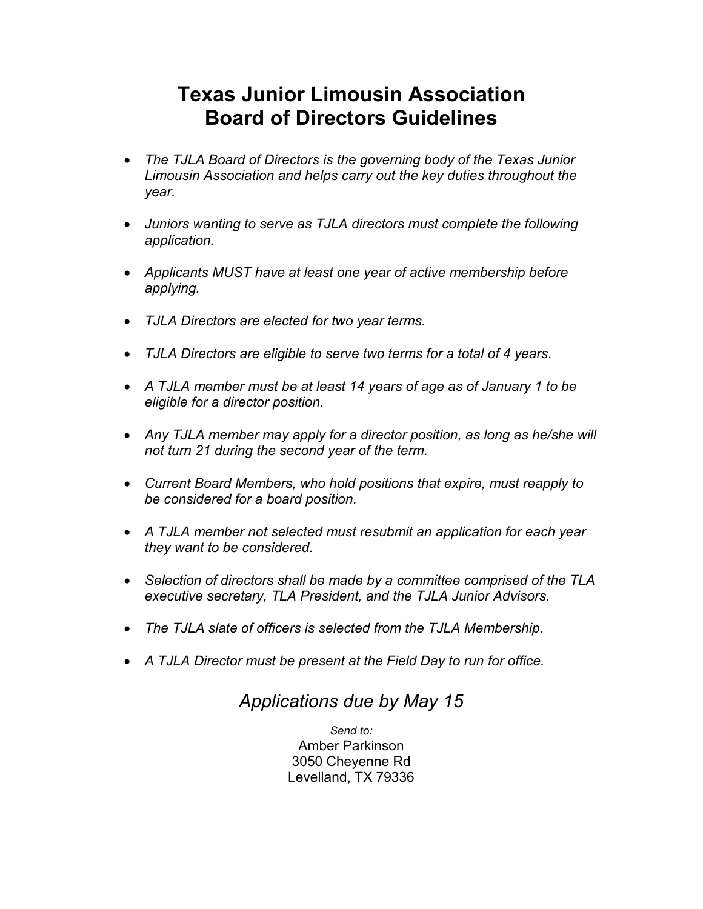# Texas Junior Limousin Association
# Board of Directors Guidelines

- *The TJLA Board of Directors is the governing body of the Texas Junior Limousin Association and helps carry out the key duties throughout the year.*
- *Juniors wanting to serve as TJLA directors must complete the following application.*
- *Applicants MUST have at least one year of active membership before applying.*
- *TJLA Directors are elected for two year terms.*
- *TJLA Directors are eligible to serve two terms for a total of 4 years.*
- *A TJLA member must be at least 14 years of age as of January 1 to be eligible for a director position.*
- *Any TJLA member may apply for a director position, as long as he/she will not turn 21 during the second year of the term.*
- *Current Board Members, who hold positions that expire, must reapply to be considered for a board position.*
- *A TJLA member not selected must resubmit an application for each year they want to be considered.*
- *Selection of directors shall be made by a committee comprised of the TLA executive secretary, TLA President, and the TJLA Junior Advisors.*
- *The TJLA slate of officers is selected from the TJLA Membership.*
- *A TJLA Director must be present at the Field Day to run for office.*

## *Applications due by May 15*

*Send to:*
Amber Parkinson
3050 Cheyenne Rd
Levelland, TX 79336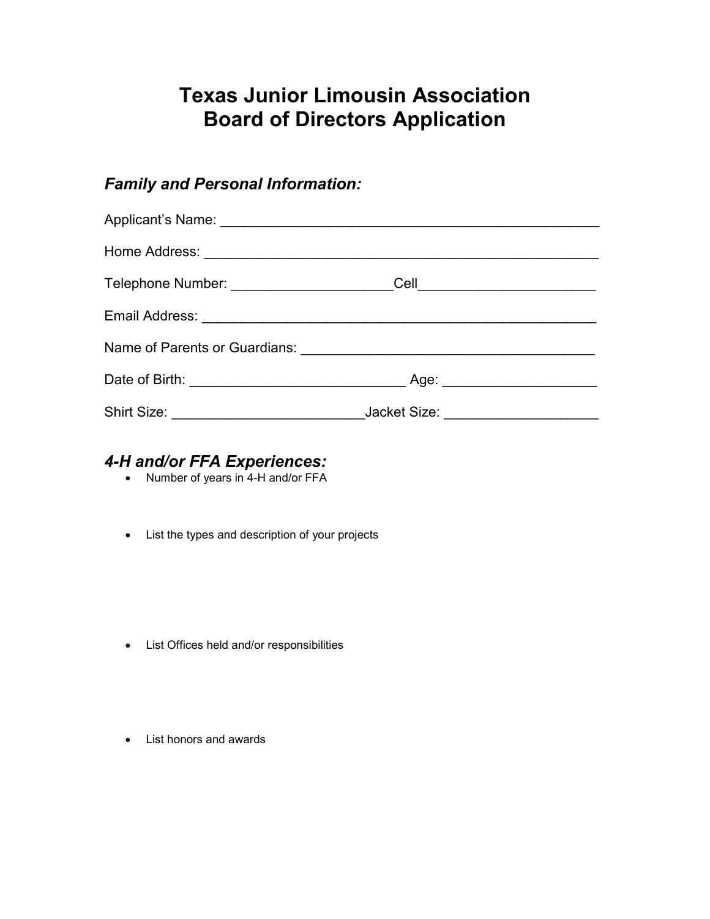# Texas Junior Limousin Association
# Board of Directors Application

## *Family and Personal Information:*

Applicant's Name: ________________________________________________

Home Address: ___________________________________________________

Telephone Number: ____________________Cell______________________

Email Address: ___________________________________________________

Name of Parents or Guardians: _____________________________________

Date of Birth: ___________________________ Age: ___________________

Shirt Size: ________________________Jacket Size: ___________________

## *4-H and/or FFA Experiences:*

- Number of years in 4-H and/or FFA

- List the types and description of your projects

- List Offices held and/or responsibilities

- List honors and awards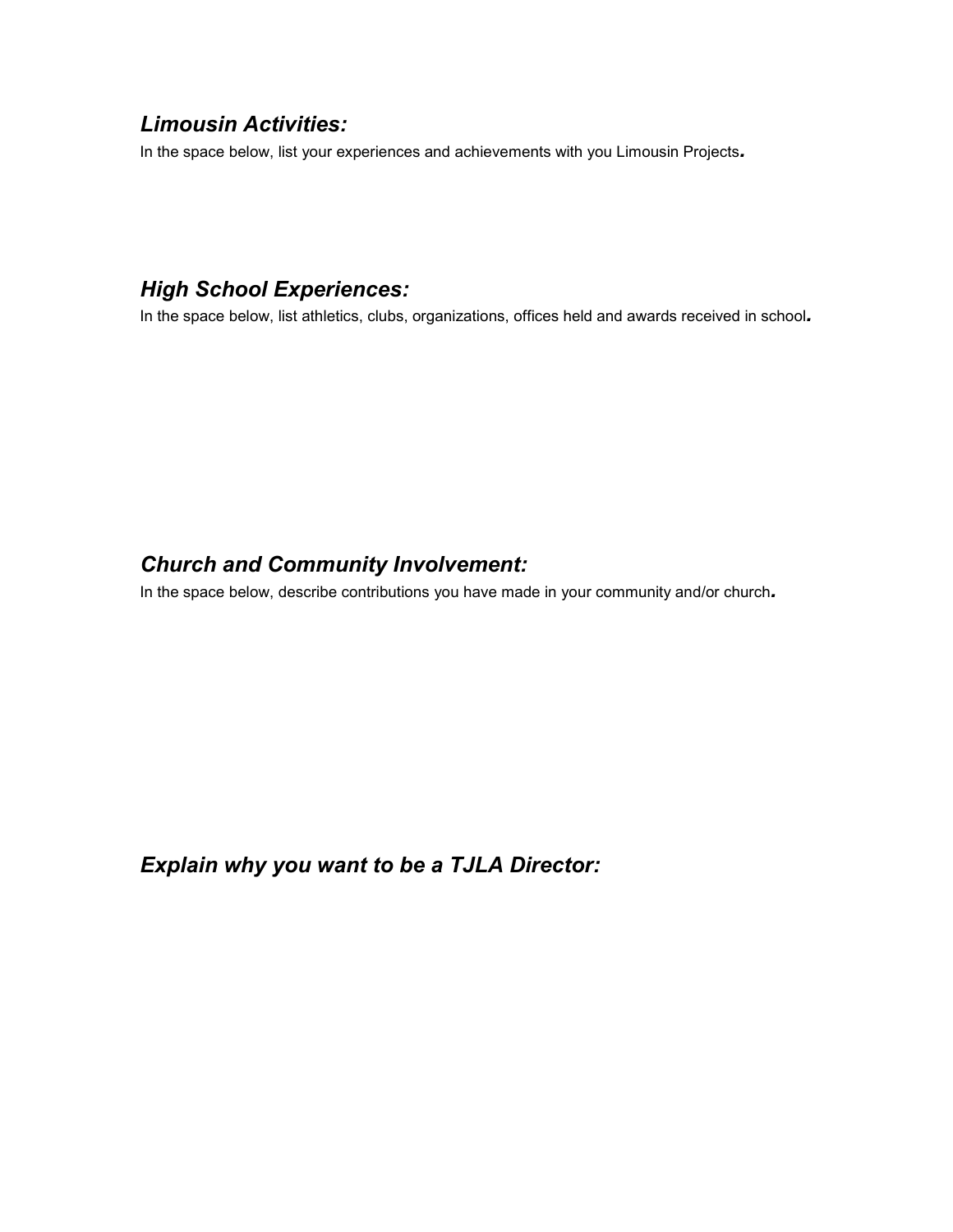## *Limousin Activities:*

In the space below, list your experiences and achievements with you Limousin Projects**.**

## *High School Experiences:*

In the space below, list athletics, clubs, organizations, offices held and awards received in school**.**

## *Church and Community Involvement:*

In the space below, describe contributions you have made in your community and/or church**.**

## *Explain why you want to be a TJLA Director:*